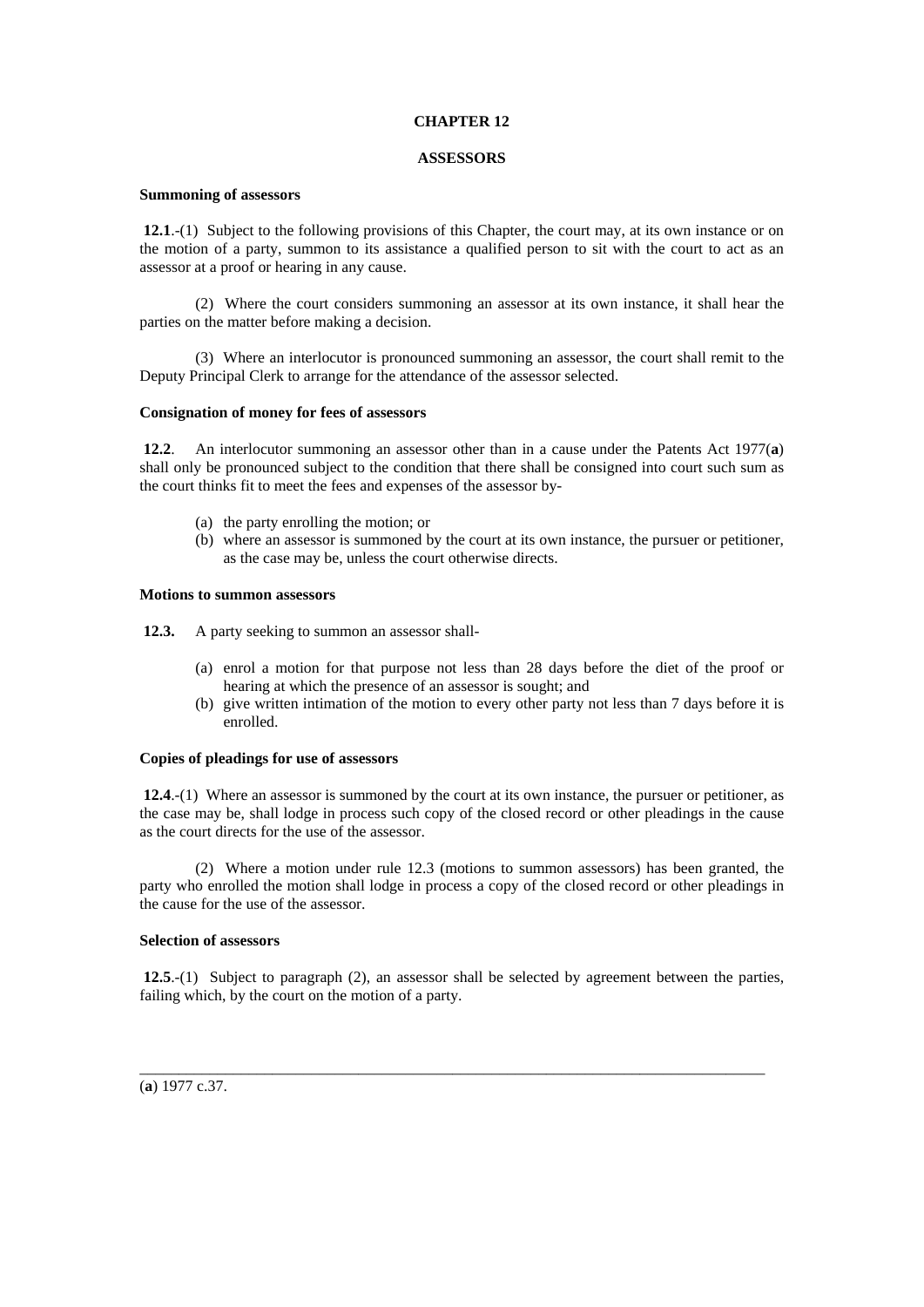# CHAPTER 12

## ASSESSORS

### Summoning of assessors

**12.1**.-(1) Subject to the following provisions of this Chapter, the court may, at its own instance or on the motion of a party, summon to its assistance a qualified person to sit with the court to act as an assessor at a proof or hearing in any cause.

(2) Where the court considers summoning an assessor at its own instance, it shall hear the parties on the matter before making a decision.

(3) Where an interlocutor is pronounced summoning an assessor, the court shall remit to the Deputy Principal Clerk to arrange for the attendance of the assessor selected.

### Consignation of money for fees of assessors

**12.2**. An interlocutor summoning an assessor other than in a cause under the Patents Act 1977(**a**) shall only be pronounced subject to the condition that there shall be consigned into court such sum as the court thinks fit to meet the fees and expenses of the assessor by-

(a) the party enrolling the motion; or
(b) where an assessor is summoned by the court at its own instance, the pursuer or petitioner, as the case may be, unless the court otherwise directs.

### Motions to summon assessors

**12.3.** A party seeking to summon an assessor shall-

(a) enrol a motion for that purpose not less than 28 days before the diet of the proof or hearing at which the presence of an assessor is sought; and
(b) give written intimation of the motion to every other party not less than 7 days before it is enrolled.

### Copies of pleadings for use of assessors

**12.4**.-(1) Where an assessor is summoned by the court at its own instance, the pursuer or petitioner, as the case may be, shall lodge in process such copy of the closed record or other pleadings in the cause as the court directs for the use of the assessor.

(2) Where a motion under rule 12.3 (motions to summon assessors) has been granted, the party who enrolled the motion shall lodge in process a copy of the closed record or other pleadings in the cause for the use of the assessor.

### Selection of assessors

**12.5**.-(1) Subject to paragraph (2), an assessor shall be selected by agreement between the parties, failing which, by the court on the motion of a party.

---

(**a**) 1977 c.37.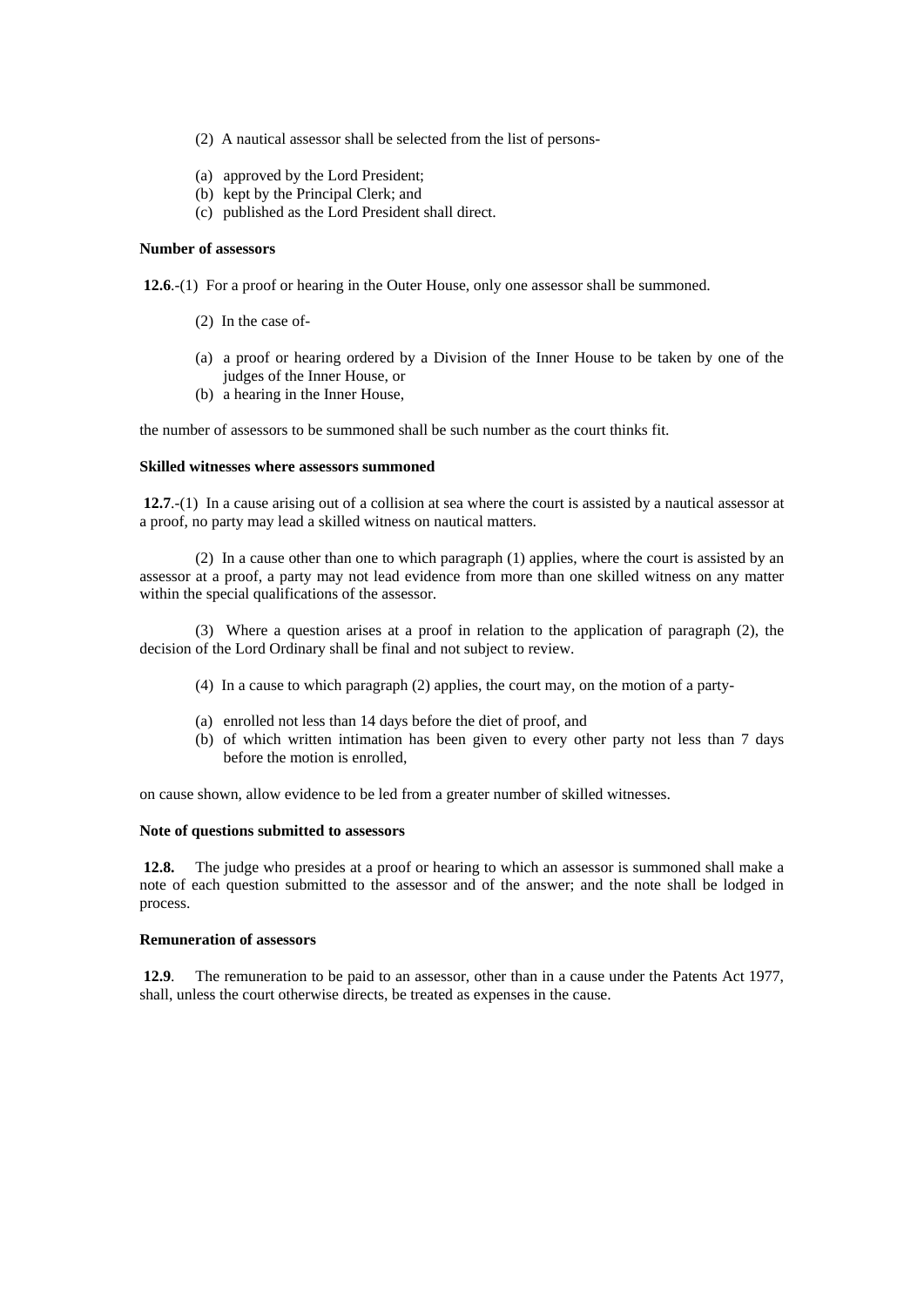(2) A nautical assessor shall be selected from the list of persons-

(a) approved by the Lord President;
(b) kept by the Principal Clerk; and
(c) published as the Lord President shall direct.

**Number of assessors**

**12.6**.-(1) For a proof or hearing in the Outer House, only one assessor shall be summoned.

(2) In the case of-

(a) a proof or hearing ordered by a Division of the Inner House to be taken by one of the judges of the Inner House, or
(b) a hearing in the Inner House,

the number of assessors to be summoned shall be such number as the court thinks fit.

**Skilled witnesses where assessors summoned**

**12.7**.-(1) In a cause arising out of a collision at sea where the court is assisted by a nautical assessor at a proof, no party may lead a skilled witness on nautical matters.

(2) In a cause other than one to which paragraph (1) applies, where the court is assisted by an assessor at a proof, a party may not lead evidence from more than one skilled witness on any matter within the special qualifications of the assessor.

(3) Where a question arises at a proof in relation to the application of paragraph (2), the decision of the Lord Ordinary shall be final and not subject to review.

(4) In a cause to which paragraph (2) applies, the court may, on the motion of a party-

(a) enrolled not less than 14 days before the diet of proof, and
(b) of which written intimation has been given to every other party not less than 7 days before the motion is enrolled,

on cause shown, allow evidence to be led from a greater number of skilled witnesses.

**Note of questions submitted to assessors**

**12.8.** The judge who presides at a proof or hearing to which an assessor is summoned shall make a note of each question submitted to the assessor and of the answer; and the note shall be lodged in process.

**Remuneration of assessors**

**12.9**. The remuneration to be paid to an assessor, other than in a cause under the Patents Act 1977, shall, unless the court otherwise directs, be treated as expenses in the cause.